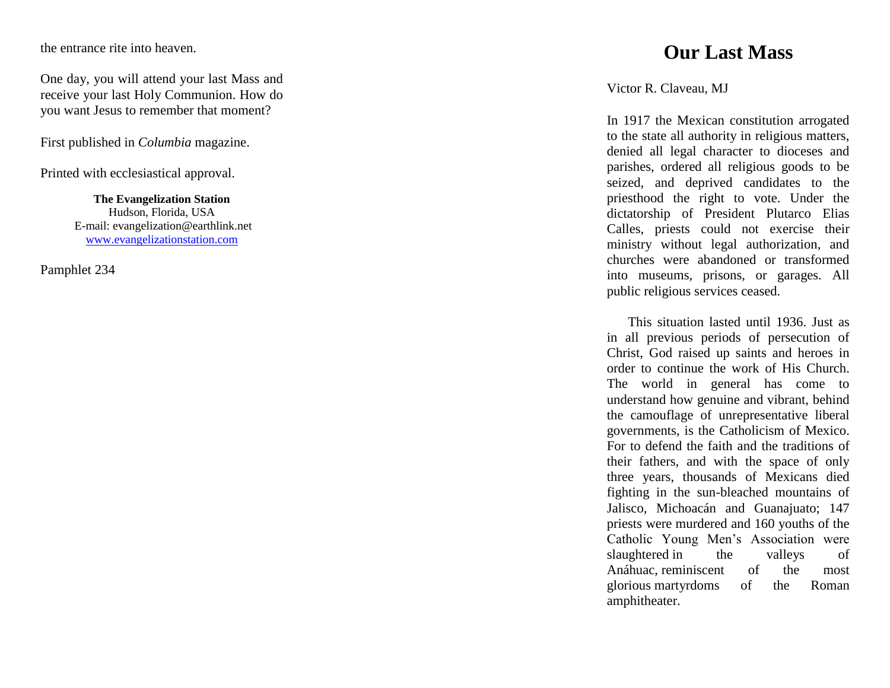the entrance rite into heaven.

One day, you will attend your last Mass and receive your last Holy Communion. How do you want Jesus to remember that moment?

First published in *Columbia* magazine.

Printed with ecclesiastical approval.

**The Evangelization Station**
Hudson, Florida, USA
E-mail: evangelization@earthlink.net
www.evangelizationstation.com

Pamphlet 234

# Our Last Mass

Victor R. Claveau, MJ

In 1917 the Mexican constitution arrogated to the state all authority in religious matters, denied all legal character to dioceses and parishes, ordered all religious goods to be seized, and deprived candidates to the priesthood the right to vote. Under the dictatorship of President Plutarco Elias Calles, priests could not exercise their ministry without legal authorization, and churches were abandoned or transformed into museums, prisons, or garages. All public religious services ceased.

This situation lasted until 1936. Just as in all previous periods of persecution of Christ, God raised up saints and heroes in order to continue the work of His Church. The world in general has come to understand how genuine and vibrant, behind the camouflage of unrepresentative liberal governments, is the Catholicism of Mexico. For to defend the faith and the traditions of their fathers, and with the space of only three years, thousands of Mexicans died fighting in the sun-bleached mountains of Jalisco, Michoacán and Guanajuato; 147 priests were murdered and 160 youths of the Catholic Young Men's Association were slaughtered in the valleys of Anáhuac, reminiscent of the most glorious martyrdoms of the Roman amphitheater.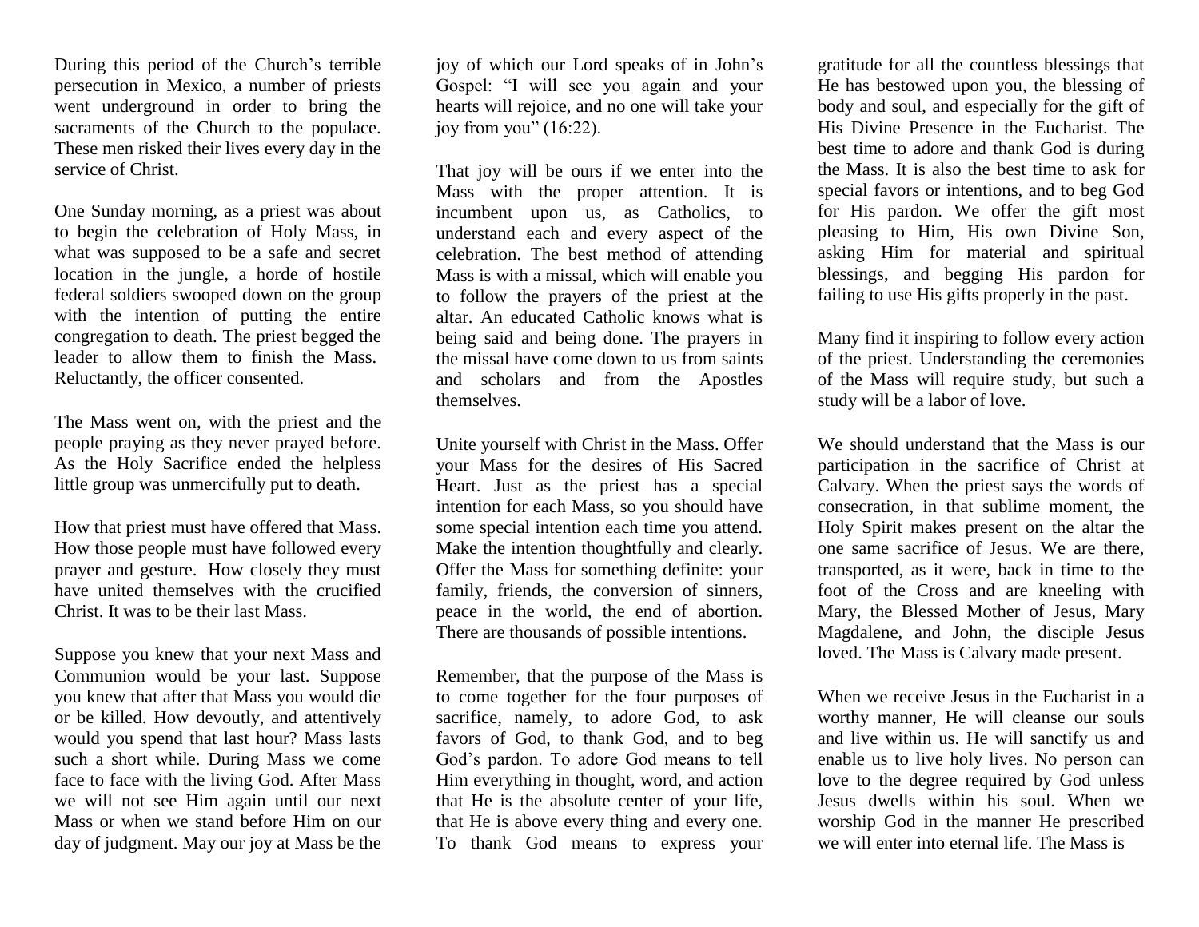During this period of the Church's terrible persecution in Mexico, a number of priests went underground in order to bring the sacraments of the Church to the populace. These men risked their lives every day in the service of Christ.

One Sunday morning, as a priest was about to begin the celebration of Holy Mass, in what was supposed to be a safe and secret location in the jungle, a horde of hostile federal soldiers swooped down on the group with the intention of putting the entire congregation to death. The priest begged the leader to allow them to finish the Mass. Reluctantly, the officer consented.

The Mass went on, with the priest and the people praying as they never prayed before. As the Holy Sacrifice ended the helpless little group was unmercifully put to death.

How that priest must have offered that Mass. How those people must have followed every prayer and gesture. How closely they must have united themselves with the crucified Christ. It was to be their last Mass.

Suppose you knew that your next Mass and Communion would be your last. Suppose you knew that after that Mass you would die or be killed. How devoutly, and attentively would you spend that last hour? Mass lasts such a short while. During Mass we come face to face with the living God. After Mass we will not see Him again until our next Mass or when we stand before Him on our day of judgment. May our joy at Mass be the joy of which our Lord speaks of in John's Gospel: "I will see you again and your hearts will rejoice, and no one will take your joy from you" (16:22).

That joy will be ours if we enter into the Mass with the proper attention. It is incumbent upon us, as Catholics, to understand each and every aspect of the celebration. The best method of attending Mass is with a missal, which will enable you to follow the prayers of the priest at the altar. An educated Catholic knows what is being said and being done. The prayers in the missal have come down to us from saints and scholars and from the Apostles themselves.

Unite yourself with Christ in the Mass. Offer your Mass for the desires of His Sacred Heart. Just as the priest has a special intention for each Mass, so you should have some special intention each time you attend. Make the intention thoughtfully and clearly. Offer the Mass for something definite: your family, friends, the conversion of sinners, peace in the world, the end of abortion. There are thousands of possible intentions.

Remember, that the purpose of the Mass is to come together for the four purposes of sacrifice, namely, to adore God, to ask favors of God, to thank God, and to beg God's pardon. To adore God means to tell Him everything in thought, word, and action that He is the absolute center of your life, that He is above every thing and every one. To thank God means to express your gratitude for all the countless blessings that He has bestowed upon you, the blessing of body and soul, and especially for the gift of His Divine Presence in the Eucharist. The best time to adore and thank God is during the Mass. It is also the best time to ask for special favors or intentions, and to beg God for His pardon. We offer the gift most pleasing to Him, His own Divine Son, asking Him for material and spiritual blessings, and begging His pardon for failing to use His gifts properly in the past.

Many find it inspiring to follow every action of the priest. Understanding the ceremonies of the Mass will require study, but such a study will be a labor of love.

We should understand that the Mass is our participation in the sacrifice of Christ at Calvary. When the priest says the words of consecration, in that sublime moment, the Holy Spirit makes present on the altar the one same sacrifice of Jesus. We are there, transported, as it were, back in time to the foot of the Cross and are kneeling with Mary, the Blessed Mother of Jesus, Mary Magdalene, and John, the disciple Jesus loved. The Mass is Calvary made present.

When we receive Jesus in the Eucharist in a worthy manner, He will cleanse our souls and live within us. He will sanctify us and enable us to live holy lives. No person can love to the degree required by God unless Jesus dwells within his soul. When we worship God in the manner He prescribed we will enter into eternal life. The Mass is